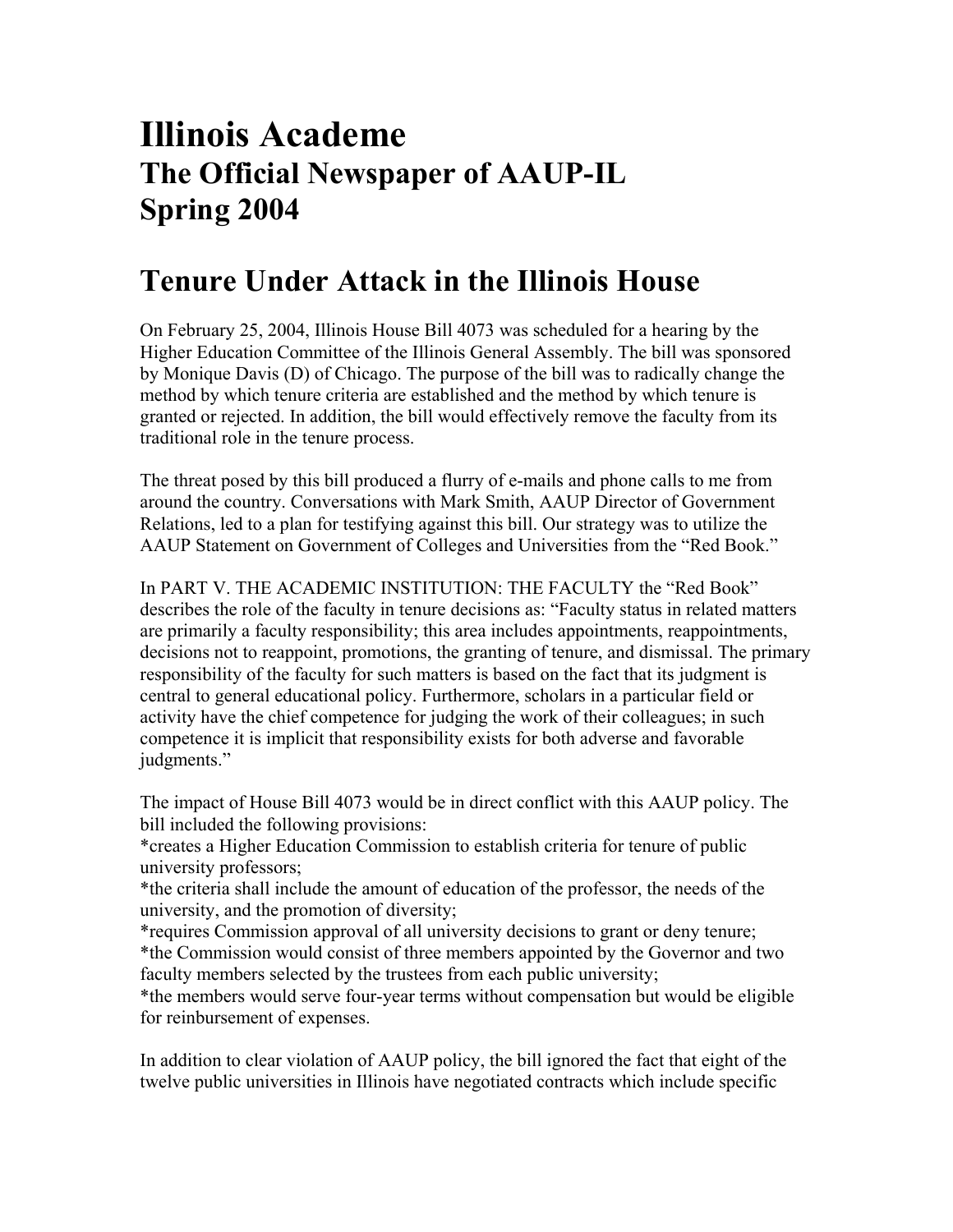# Illinois Academe

## The Official Newspaper of AAUP-IL

## Spring 2004

# Tenure Under Attack in the Illinois House

On February 25, 2004, Illinois House Bill 4073 was scheduled for a hearing by the Higher Education Committee of the Illinois General Assembly. The bill was sponsored by Monique Davis (D) of Chicago. The purpose of the bill was to radically change the method by which tenure criteria are established and the method by which tenure is granted or rejected. In addition, the bill would effectively remove the faculty from its traditional role in the tenure process.

The threat posed by this bill produced a flurry of e-mails and phone calls to me from around the country. Conversations with Mark Smith, AAUP Director of Government Relations, led to a plan for testifying against this bill. Our strategy was to utilize the AAUP Statement on Government of Colleges and Universities from the "Red Book."

In PART V. THE ACADEMIC INSTITUTION: THE FACULTY the "Red Book" describes the role of the faculty in tenure decisions as: "Faculty status in related matters are primarily a faculty responsibility; this area includes appointments, reappointments, decisions not to reappoint, promotions, the granting of tenure, and dismissal. The primary responsibility of the faculty for such matters is based on the fact that its judgment is central to general educational policy. Furthermore, scholars in a particular field or activity have the chief competence for judging the work of their colleagues; in such competence it is implicit that responsibility exists for both adverse and favorable judgments."

The impact of House Bill 4073 would be in direct conflict with this AAUP policy. The bill included the following provisions:
*creates a Higher Education Commission to establish criteria for tenure of public university professors;
*the criteria shall include the amount of education of the professor, the needs of the university, and the promotion of diversity;
*requires Commission approval of all university decisions to grant or deny tenure;
*the Commission would consist of three members appointed by the Governor and two faculty members selected by the trustees from each public university;
*the members would serve four-year terms without compensation but would be eligible for reimbursement of expenses.

In addition to clear violation of AAUP policy, the bill ignored the fact that eight of the twelve public universities in Illinois have negotiated contracts which include specific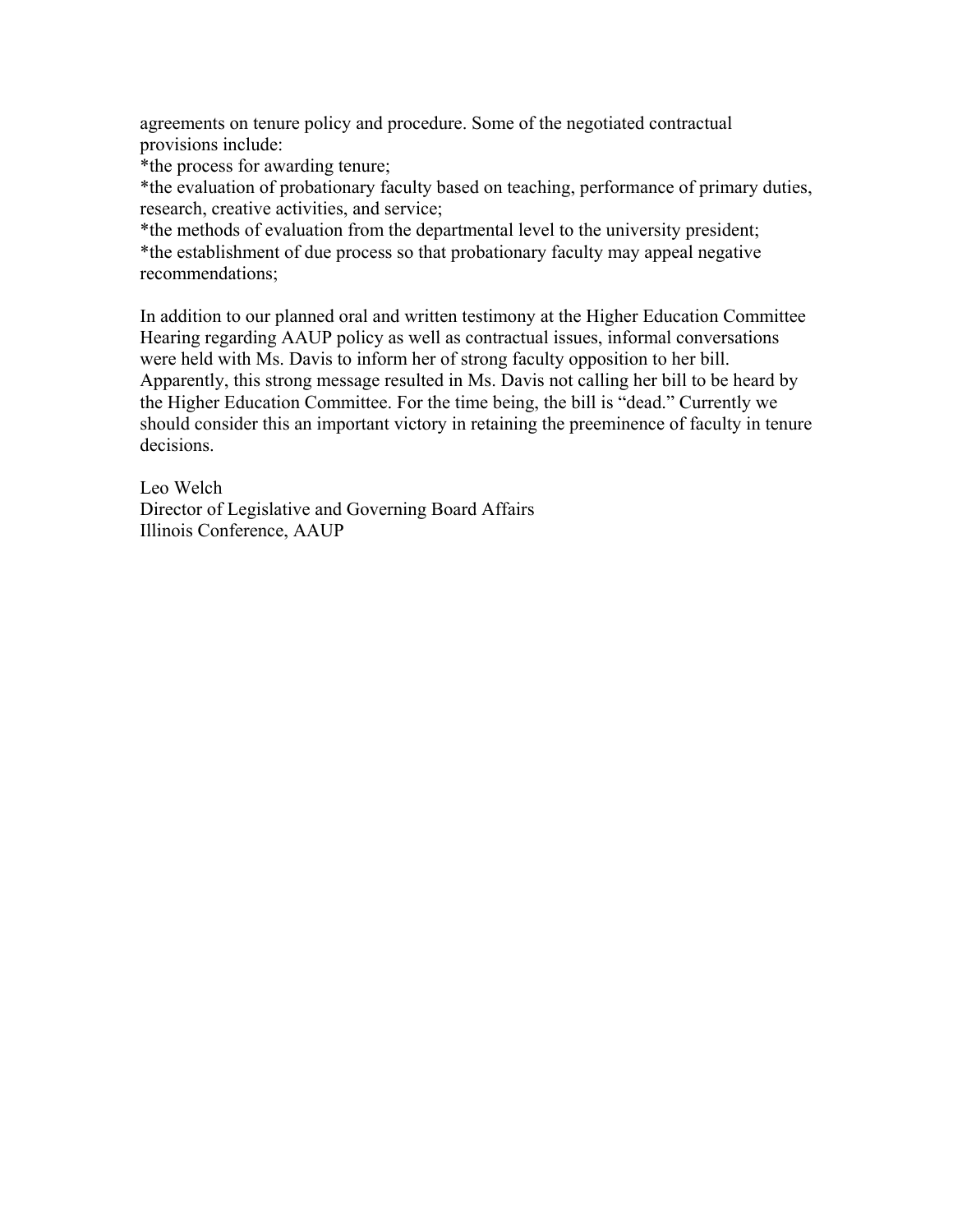agreements on tenure policy and procedure. Some of the negotiated contractual provisions include:

*the process for awarding tenure;

*the evaluation of probationary faculty based on teaching, performance of primary duties, research, creative activities, and service;

*the methods of evaluation from the departmental level to the university president;

*the establishment of due process so that probationary faculty may appeal negative recommendations;

In addition to our planned oral and written testimony at the Higher Education Committee Hearing regarding AAUP policy as well as contractual issues, informal conversations were held with Ms. Davis to inform her of strong faculty opposition to her bill. Apparently, this strong message resulted in Ms. Davis not calling her bill to be heard by the Higher Education Committee. For the time being, the bill is "dead." Currently we should consider this an important victory in retaining the preeminence of faculty in tenure decisions.

Leo Welch
Director of Legislative and Governing Board Affairs
Illinois Conference, AAUP